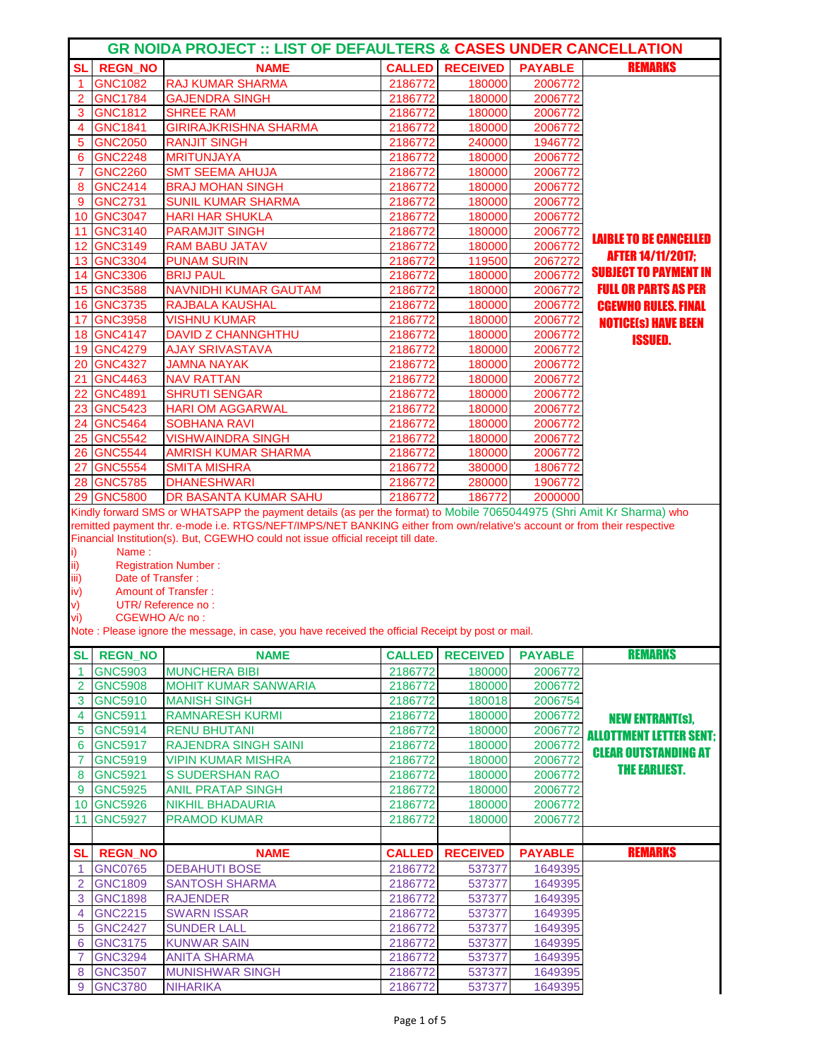# GR NOIDA PROJECT :: LIST OF DEFAULTERS & CASES UNDER CANCELLATION

| SL | REGN_NO | NAME | CALLED | RECEIVED | PAYABLE | REMARKS |
|---|---|---|---|---|---|---|
| 1 | GNC1082 | RAJ KUMAR SHARMA | 2186772 | 180000 | 2006772 | LAIBLE TO BE CANCELLED AFTER 14/11/2017; SUBJECT TO PAYMENT IN FULL OR PARTS AS PER CGEWHO RULES. FINAL NOTICE(s) HAVE BEEN ISSUED. |
| 2 | GNC1784 | GAJENDRA SINGH | 2186772 | 180000 | 2006772 | |
| 3 | GNC1812 | SHREE RAM | 2186772 | 180000 | 2006772 | |
| 4 | GNC1841 | GIRIRAJKRISHNA SHARMA | 2186772 | 180000 | 2006772 | |
| 5 | GNC2050 | RANJIT SINGH | 2186772 | 240000 | 1946772 | |
| 6 | GNC2248 | MRITUNJAYA | 2186772 | 180000 | 2006772 | |
| 7 | GNC2260 | SMT SEEMA AHUJA | 2186772 | 180000 | 2006772 | |
| 8 | GNC2414 | BRAJ MOHAN SINGH | 2186772 | 180000 | 2006772 | |
| 9 | GNC2731 | SUNIL KUMAR SHARMA | 2186772 | 180000 | 2006772 | |
| 10 | GNC3047 | HARI HAR SHUKLA | 2186772 | 180000 | 2006772 | |
| 11 | GNC3140 | PARAMJIT SINGH | 2186772 | 180000 | 2006772 | |
| 12 | GNC3149 | RAM BABU JATAV | 2186772 | 180000 | 2006772 | |
| 13 | GNC3304 | PUNAM SURIN | 2186772 | 119500 | 2067272 | |
| 14 | GNC3306 | BRIJ PAUL | 2186772 | 180000 | 2006772 | |
| 15 | GNC3588 | NAVNIDHI KUMAR GAUTAM | 2186772 | 180000 | 2006772 | |
| 16 | GNC3735 | RAJBALA KAUSHAL | 2186772 | 180000 | 2006772 | |
| 17 | GNC3958 | VISHNU KUMAR | 2186772 | 180000 | 2006772 | |
| 18 | GNC4147 | DAVID Z CHANNGHTHU | 2186772 | 180000 | 2006772 | |
| 19 | GNC4279 | AJAY SRIVASTAVA | 2186772 | 180000 | 2006772 | |
| 20 | GNC4327 | JAMNA NAYAK | 2186772 | 180000 | 2006772 | |
| 21 | GNC4463 | NAV RATTAN | 2186772 | 180000 | 2006772 | |
| 22 | GNC4891 | SHRUTI SENGAR | 2186772 | 180000 | 2006772 | |
| 23 | GNC5423 | HARI OM AGGARWAL | 2186772 | 180000 | 2006772 | |
| 24 | GNC5464 | SOBHANA RAVI | 2186772 | 180000 | 2006772 | |
| 25 | GNC5542 | VISHWAINDRA SINGH | 2186772 | 180000 | 2006772 | |
| 26 | GNC5544 | AMRISH KUMAR SHARMA | 2186772 | 180000 | 2006772 | |
| 27 | GNC5554 | SMITA MISHRA | 2186772 | 380000 | 1806772 | |
| 28 | GNC5785 | DHANESHWARI | 2186772 | 280000 | 1906772 | |
| 29 | GNC5800 | DR BASANTA KUMAR SAHU | 2186772 | 186772 | 2000000 | |

Kindly forward SMS or WHATSAPP the payment details (as per the format) to Mobile 7065044975 (Shri Amit Kr Sharma) who remitted payment thr. e-mode i.e. RTGS/NEFT/IMPS/NET BANKING either from own/relative's account or from their respective Financial Institution(s). But, CGEWHO could not issue official receipt till date.

i) Name :
ii) Registration Number :
iii) Date of Transfer :
iv) Amount of Transfer :
v) UTR/ Reference no :
vi) CGEWHO A/c no :

Note : Please ignore the message, in case, you have received the official Receipt by post or mail.

| SL | REGN_NO | NAME | CALLED | RECEIVED | PAYABLE | REMARKS |
|---|---|---|---|---|---|---|
| 1 | GNC5903 | MUNCHERA BIBI | 2186772 | 180000 | 2006772 | NEW ENTRANT(s), ALLOTTMENT LETTER SENT; CLEAR OUTSTANDING AT THE EARLIEST. |
| 2 | GNC5908 | MOHIT KUMAR SANWARIA | 2186772 | 180000 | 2006772 | |
| 3 | GNC5910 | MANISH SINGH | 2186772 | 180018 | 2006754 | |
| 4 | GNC5911 | RAMNARESH KURMI | 2186772 | 180000 | 2006772 | |
| 5 | GNC5914 | RENU BHUTANI | 2186772 | 180000 | 2006772 | |
| 6 | GNC5917 | RAJENDRA SINGH SAINI | 2186772 | 180000 | 2006772 | |
| 7 | GNC5919 | VIPIN KUMAR MISHRA | 2186772 | 180000 | 2006772 | |
| 8 | GNC5921 | S SUDERSHAN RAO | 2186772 | 180000 | 2006772 | |
| 9 | GNC5925 | ANIL PRATAP SINGH | 2186772 | 180000 | 2006772 | |
| 10 | GNC5926 | NIKHIL BHADAURIA | 2186772 | 180000 | 2006772 | |
| 11 | GNC5927 | PRAMOD KUMAR | 2186772 | 180000 | 2006772 | |

| SL | REGN_NO | NAME | CALLED | RECEIVED | PAYABLE | REMARKS |
|---|---|---|---|---|---|---|
| 1 | GNC0765 | DEBAHUTI BOSE | 2186772 | 537377 | 1649395 | |
| 2 | GNC1809 | SANTOSH SHARMA | 2186772 | 537377 | 1649395 | |
| 3 | GNC1898 | RAJENDER | 2186772 | 537377 | 1649395 | |
| 4 | GNC2215 | SWARN ISSAR | 2186772 | 537377 | 1649395 | |
| 5 | GNC2427 | SUNDER LALL | 2186772 | 537377 | 1649395 | |
| 6 | GNC3175 | KUNWAR SAIN | 2186772 | 537377 | 1649395 | |
| 7 | GNC3294 | ANITA SHARMA | 2186772 | 537377 | 1649395 | |
| 8 | GNC3507 | MUNISHWAR SINGH | 2186772 | 537377 | 1649395 | |
| 9 | GNC3780 | NIHARIKA | 2186772 | 537377 | 1649395 | |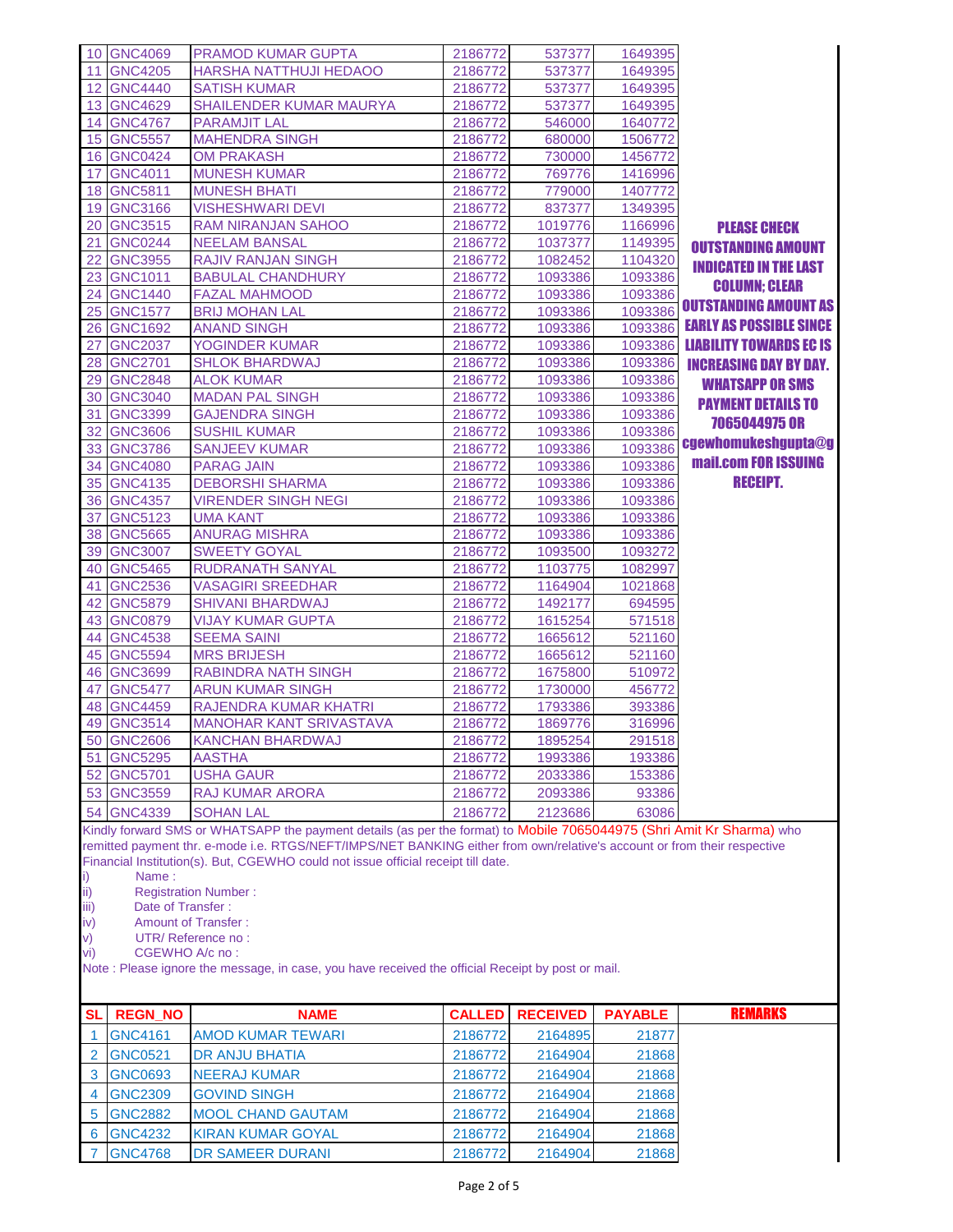| SL | REGN_NO | NAME | CALLED | RECEIVED | PAYABLE | REMARKS |
|---|---|---|---|---|---|---|
| 10 | GNC4069 | PRAMOD KUMAR GUPTA | 2186772 | 537377 | 1649395 | |
| 11 | GNC4205 | HARSHA NATTHUJI HEDAOO | 2186772 | 537377 | 1649395 | |
| 12 | GNC4440 | SATISH KUMAR | 2186772 | 537377 | 1649395 | |
| 13 | GNC4629 | SHAILENDER KUMAR MAURYA | 2186772 | 537377 | 1649395 | |
| 14 | GNC4767 | PARAMJIT LAL | 2186772 | 546000 | 1640772 | |
| 15 | GNC5557 | MAHENDRA SINGH | 2186772 | 680000 | 1506772 | |
| 16 | GNC0424 | OM PRAKASH | 2186772 | 730000 | 1456772 | |
| 17 | GNC4011 | MUNESH KUMAR | 2186772 | 769776 | 1416996 | |
| 18 | GNC5811 | MUNESH BHATI | 2186772 | 779000 | 1407772 | |
| 19 | GNC3166 | VISHESHWARI DEVI | 2186772 | 837377 | 1349395 | |
| 20 | GNC3515 | RAM NIRANJAN SAHOO | 2186772 | 1019776 | 1166996 | PLEASE CHECK OUTSTANDING AMOUNT INDICATED IN THE LAST COLUMN; CLEAR OUTSTANDING AMOUNT AS EARLY AS POSSIBLE SINCE LIABILITY TOWARDS EC IS INCREASING DAY BY DAY. WHATSAPP OR SMS PAYMENT DETAILS TO 7065044975 OR cgewhomukeshgupta@gmail.com FOR ISSUING RECEIPT. |
| 21 | GNC0244 | NEELAM BANSAL | 2186772 | 1037377 | 1149395 | |
| 22 | GNC3955 | RAJIV RANJAN SINGH | 2186772 | 1082452 | 1104320 | |
| 23 | GNC1011 | BABULAL CHANDHURY | 2186772 | 1093386 | 1093386 | |
| 24 | GNC1440 | FAZAL MAHMOOD | 2186772 | 1093386 | 1093386 | |
| 25 | GNC1577 | BRIJ MOHAN LAL | 2186772 | 1093386 | 1093386 | |
| 26 | GNC1692 | ANAND SINGH | 2186772 | 1093386 | 1093386 | |
| 27 | GNC2037 | YOGINDER KUMAR | 2186772 | 1093386 | 1093386 | |
| 28 | GNC2701 | SHLOK BHARDWAJ | 2186772 | 1093386 | 1093386 | |
| 29 | GNC2848 | ALOK KUMAR | 2186772 | 1093386 | 1093386 | |
| 30 | GNC3040 | MADAN PAL SINGH | 2186772 | 1093386 | 1093386 | |
| 31 | GNC3399 | GAJENDRA SINGH | 2186772 | 1093386 | 1093386 | |
| 32 | GNC3606 | SUSHIL KUMAR | 2186772 | 1093386 | 1093386 | |
| 33 | GNC3786 | SANJEEV KUMAR | 2186772 | 1093386 | 1093386 | |
| 34 | GNC4080 | PARAG JAIN | 2186772 | 1093386 | 1093386 | |
| 35 | GNC4135 | DEBORSHI SHARMA | 2186772 | 1093386 | 1093386 | |
| 36 | GNC4357 | VIRENDER SINGH NEGI | 2186772 | 1093386 | 1093386 | |
| 37 | GNC5123 | UMA KANT | 2186772 | 1093386 | 1093386 | |
| 38 | GNC5665 | ANURAG MISHRA | 2186772 | 1093386 | 1093386 | |
| 39 | GNC3007 | SWEETY GOYAL | 2186772 | 1093500 | 1093272 | |
| 40 | GNC5465 | RUDRANATH SANYAL | 2186772 | 1103775 | 1082997 | |
| 41 | GNC2536 | VASAGIRI SREEDHAR | 2186772 | 1164904 | 1021868 | |
| 42 | GNC5879 | SHIVANI BHARDWAJ | 2186772 | 1492177 | 694595 | |
| 43 | GNC0879 | VIJAY KUMAR GUPTA | 2186772 | 1615254 | 571518 | |
| 44 | GNC4538 | SEEMA SAINI | 2186772 | 1665612 | 521160 | |
| 45 | GNC5594 | MRS BRIJESH | 2186772 | 1665612 | 521160 | |
| 46 | GNC3699 | RABINDRA NATH SINGH | 2186772 | 1675800 | 510972 | |
| 47 | GNC5477 | ARUN KUMAR SINGH | 2186772 | 1730000 | 456772 | |
| 48 | GNC4459 | RAJENDRA KUMAR KHATRI | 2186772 | 1793386 | 393386 | |
| 49 | GNC3514 | MANOHAR KANT SRIVASTAVA | 2186772 | 1869776 | 316996 | |
| 50 | GNC2606 | KANCHAN BHARDWAJ | 2186772 | 1895254 | 291518 | |
| 51 | GNC5295 | AASTHA | 2186772 | 1993386 | 193386 | |
| 52 | GNC5701 | USHA GAUR | 2186772 | 2033386 | 153386 | |
| 53 | GNC3559 | RAJ KUMAR ARORA | 2186772 | 2093386 | 93386 | |
| 54 | GNC4339 | SOHAN LAL | 2186772 | 2123686 | 63086 | |

Kindly forward SMS or WHATSAPP the payment details (as per the format) to Mobile 7065044975 (Shri Amit Kr Sharma) who remitted payment thr. e-mode i.e. RTGS/NEFT/IMPS/NET BANKING either from own/relative's account or from their respective Financial Institution(s). But, CGEWHO could not issue official receipt till date.

i) Name :
ii) Registration Number :
iii) Date of Transfer :
iv) Amount of Transfer :
v) UTR/ Reference no :
vi) CGEWHO A/c no :

Note : Please ignore the message, in case, you have received the official Receipt by post or mail.

| SL | REGN_NO | NAME | CALLED | RECEIVED | PAYABLE | REMARKS |
|---|---|---|---|---|---|---|
| 1 | GNC4161 | AMOD KUMAR TEWARI | 2186772 | 2164895 | 21877 | |
| 2 | GNC0521 | DR ANJU BHATIA | 2186772 | 2164904 | 21868 | |
| 3 | GNC0693 | NEERAJ KUMAR | 2186772 | 2164904 | 21868 | |
| 4 | GNC2309 | GOVIND SINGH | 2186772 | 2164904 | 21868 | |
| 5 | GNC2882 | MOOL CHAND GAUTAM | 2186772 | 2164904 | 21868 | |
| 6 | GNC4232 | KIRAN KUMAR GOYAL | 2186772 | 2164904 | 21868 | |
| 7 | GNC4768 | DR SAMEER DURANI | 2186772 | 2164904 | 21868 | |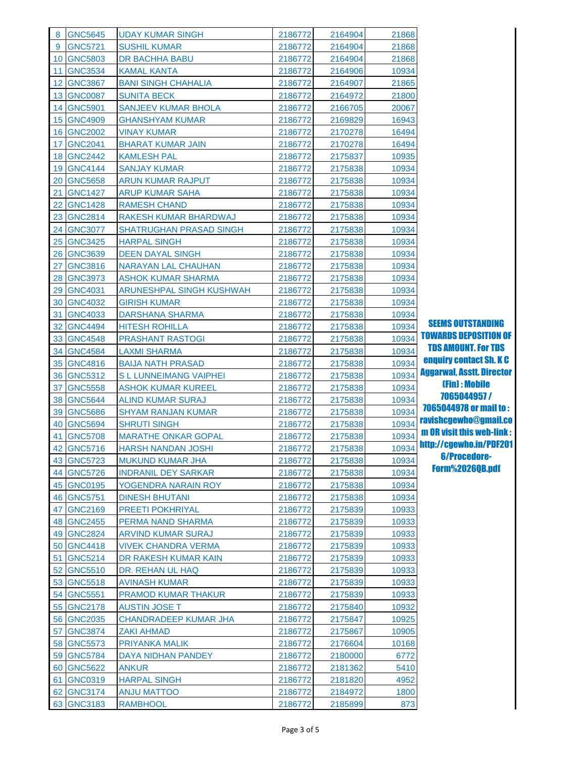| 8 | GNC5645 | UDAY KUMAR SINGH | 2186772 | 2164904 | 21868 |
|---|---|---|---|---|---|
| 9 | GNC5721 | SUSHIL KUMAR | 2186772 | 2164904 | 21868 |
| 10 | GNC5803 | DR BACHHA BABU | 2186772 | 2164904 | 21868 |
| 11 | GNC3534 | KAMAL KANTA | 2186772 | 2164906 | 10934 |
| 12 | GNC3867 | BANI SINGH CHAHALIA | 2186772 | 2164907 | 21865 |
| 13 | GNC0087 | SUNITA BECK | 2186772 | 2164972 | 21800 |
| 14 | GNC5901 | SANJEEV KUMAR BHOLA | 2186772 | 2166705 | 20067 |
| 15 | GNC4909 | GHANSHYAM KUMAR | 2186772 | 2169829 | 16943 |
| 16 | GNC2002 | VINAY KUMAR | 2186772 | 2170278 | 16494 |
| 17 | GNC2041 | BHARAT KUMAR JAIN | 2186772 | 2170278 | 16494 |
| 18 | GNC2442 | KAMLESH PAL | 2186772 | 2175837 | 10935 |
| 19 | GNC4144 | SANJAY KUMAR | 2186772 | 2175838 | 10934 |
| 20 | GNC5658 | ARUN KUMAR RAJPUT | 2186772 | 2175838 | 10934 |
| 21 | GNC1427 | ARUP KUMAR SAHA | 2186772 | 2175838 | 10934 |
| 22 | GNC1428 | RAMESH CHAND | 2186772 | 2175838 | 10934 |
| 23 | GNC2814 | RAKESH KUMAR BHARDWAJ | 2186772 | 2175838 | 10934 |
| 24 | GNC3077 | SHATRUGHAN PRASAD SINGH | 2186772 | 2175838 | 10934 |
| 25 | GNC3425 | HARPAL SINGH | 2186772 | 2175838 | 10934 |
| 26 | GNC3639 | DEEN DAYAL SINGH | 2186772 | 2175838 | 10934 |
| 27 | GNC3816 | NARAYAN LAL CHAUHAN | 2186772 | 2175838 | 10934 |
| 28 | GNC3973 | ASHOK KUMAR SHARMA | 2186772 | 2175838 | 10934 |
| 29 | GNC4031 | ARUNESHPAL SINGH KUSHWAH | 2186772 | 2175838 | 10934 |
| 30 | GNC4032 | GIRISH KUMAR | 2186772 | 2175838 | 10934 |
| 31 | GNC4033 | DARSHANA SHARMA | 2186772 | 2175838 | 10934 |
| 32 | GNC4494 | HITESH ROHILLA | 2186772 | 2175838 | 10934 |
| 33 | GNC4548 | PRASHANT RASTOGI | 2186772 | 2175838 | 10934 |
| 34 | GNC4584 | LAXMI SHARMA | 2186772 | 2175838 | 10934 |
| 35 | GNC4816 | BAIJA NATH PRASAD | 2186772 | 2175838 | 10934 |
| 36 | GNC5312 | S L LUNNEIMANG VAIPHEI | 2186772 | 2175838 | 10934 |
| 37 | GNC5558 | ASHOK KUMAR KUREEL | 2186772 | 2175838 | 10934 |
| 38 | GNC5644 | ALIND KUMAR SURAJ | 2186772 | 2175838 | 10934 |
| 39 | GNC5686 | SHYAM RANJAN KUMAR | 2186772 | 2175838 | 10934 |
| 40 | GNC5694 | SHRUTI SINGH | 2186772 | 2175838 | 10934 |
| 41 | GNC5708 | MARATHE ONKAR GOPAL | 2186772 | 2175838 | 10934 |
| 42 | GNC5716 | HARSH NANDAN JOSHI | 2186772 | 2175838 | 10934 |
| 43 | GNC5723 | MUKUND KUMAR JHA | 2186772 | 2175838 | 10934 |
| 44 | GNC5726 | INDRANIL DEY SARKAR | 2186772 | 2175838 | 10934 |
| 45 | GNC0195 | YOGENDRA NARAIN ROY | 2186772 | 2175838 | 10934 |
| 46 | GNC5751 | DINESH BHUTANI | 2186772 | 2175838 | 10934 |
| 47 | GNC2169 | PREETI POKHRIYAL | 2186772 | 2175839 | 10933 |
| 48 | GNC2455 | PERMA NAND SHARMA | 2186772 | 2175839 | 10933 |
| 49 | GNC2824 | ARVIND KUMAR SURAJ | 2186772 | 2175839 | 10933 |
| 50 | GNC4418 | VIVEK CHANDRA VERMA | 2186772 | 2175839 | 10933 |
| 51 | GNC5214 | DR RAKESH KUMAR KAIN | 2186772 | 2175839 | 10933 |
| 52 | GNC5510 | DR. REHAN UL HAQ | 2186772 | 2175839 | 10933 |
| 53 | GNC5518 | AVINASH KUMAR | 2186772 | 2175839 | 10933 |
| 54 | GNC5551 | PRAMOD KUMAR THAKUR | 2186772 | 2175839 | 10933 |
| 55 | GNC2178 | AUSTIN JOSE T | 2186772 | 2175840 | 10932 |
| 56 | GNC2035 | CHANDRADEEP KUMAR JHA | 2186772 | 2175847 | 10925 |
| 57 | GNC3874 | ZAKI AHMAD | 2186772 | 2175867 | 10905 |
| 58 | GNC5573 | PRIYANKA MALIK | 2186772 | 2176604 | 10168 |
| 59 | GNC5784 | DAYA NIDHAN PANDEY | 2186772 | 2180000 | 6772 |
| 60 | GNC5622 | ANKUR | 2186772 | 2181362 | 5410 |
| 61 | GNC0319 | HARPAL SINGH | 2186772 | 2181820 | 4952 |
| 62 | GNC3174 | ANJU MATTOO | 2186772 | 2184972 | 1800 |
| 63 | GNC3183 | RAMBHOOL | 2186772 | 2185899 | 873 |

**SEEMS OUTSTANDING TOWARDS DEPOSITION OF TDS AMOUNT. For TDS enquiry contact Sh. K C Aggarwal, Asstt. Director (Fin) : Mobile 7065044957 / 7065044978 or mail to : ravishcgewho@gmail.com OR visit this web-link : http://cgewho.in/PDF2016/Procedore-Form%2026QB.pdf**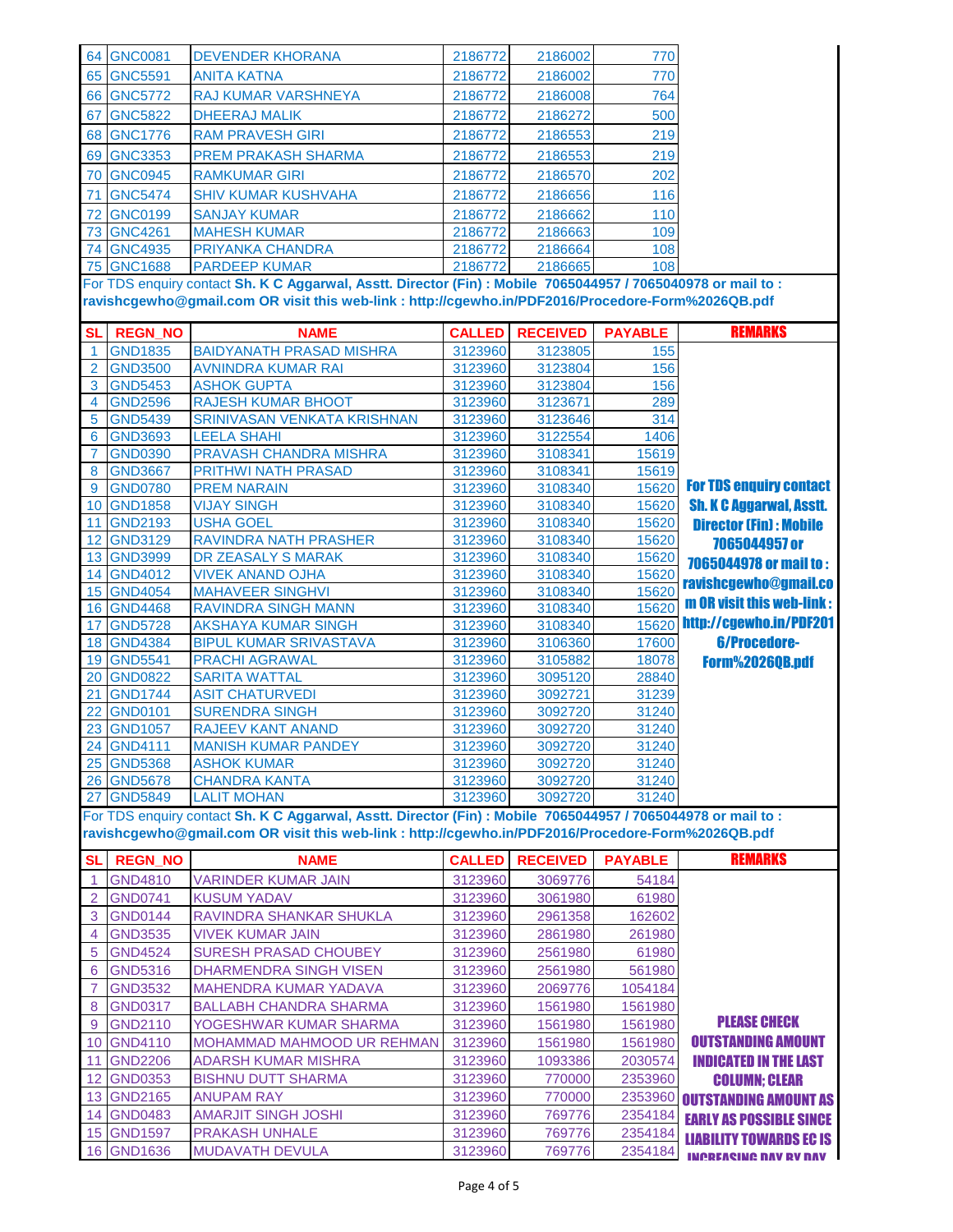| SL | REGN_NO | NAME | CALLED | RECEIVED | PAYABLE | REMARKS |
|---|---|---|---|---|---|---|
| 64 | GNC0081 | DEVENDER KHORANA | 2186772 | 2186002 | 770 | |
| 65 | GNC5591 | ANITA KATNA | 2186772 | 2186002 | 770 | |
| 66 | GNC5772 | RAJ KUMAR VARSHNEYA | 2186772 | 2186008 | 764 | |
| 67 | GNC5822 | DHEERAJ MALIK | 2186772 | 2186272 | 500 | |
| 68 | GNC1776 | RAM PRAVESH GIRI | 2186772 | 2186553 | 219 | |
| 69 | GNC3353 | PREM PRAKASH SHARMA | 2186772 | 2186553 | 219 | |
| 70 | GNC0945 | RAMKUMAR GIRI | 2186772 | 2186570 | 202 | |
| 71 | GNC5474 | SHIV KUMAR KUSHVAHA | 2186772 | 2186656 | 116 | |
| 72 | GNC0199 | SANJAY KUMAR | 2186772 | 2186662 | 110 | |
| 73 | GNC4261 | MAHESH KUMAR | 2186772 | 2186663 | 109 | |
| 74 | GNC4935 | PRIYANKA CHANDRA | 2186772 | 2186664 | 108 | |
| 75 | GNC1688 | PARDEEP KUMAR | 2186772 | 2186665 | 108 | |

For TDS enquiry contact **Sh. K C Aggarwal, Asstt. Director (Fin) : Mobile 7065044957 / 7065040978 or mail to :** **ravishcgewho@gmail.com OR visit this web-link : http://cgewho.in/PDF2016/Procedore-Form%2026QB.pdf**

| SL | REGN_NO | NAME | CALLED | RECEIVED | PAYABLE | REMARKS |
|---|---|---|---|---|---|---|
| 1 | GND1835 | BAIDYANATH PRASAD MISHRA | 3123960 | 3123805 | 155 | For TDS enquiry contact Sh. K C Aggarwal, Asstt. Director (Fin) : Mobile 7065044957 or 7065044978 or mail to : ravishcgewho@gmail.com OR visit this web-link : http://cgewho.in/PDF2016/Procedore-Form%2026QB.pdf |
| 2 | GND3500 | AVNINDRA KUMAR RAI | 3123960 | 3123804 | 156 | |
| 3 | GND5453 | ASHOK GUPTA | 3123960 | 3123804 | 156 | |
| 4 | GND2596 | RAJESH KUMAR BHOOT | 3123960 | 3123671 | 289 | |
| 5 | GND5439 | SRINIVASAN VENKATA KRISHNAN | 3123960 | 3123646 | 314 | |
| 6 | GND3693 | LEELA SHAHI | 3123960 | 3122554 | 1406 | |
| 7 | GND0390 | PRAVASH CHANDRA MISHRA | 3123960 | 3108341 | 15619 | |
| 8 | GND3667 | PRITHWI NATH PRASAD | 3123960 | 3108341 | 15619 | |
| 9 | GND0780 | PREM NARAIN | 3123960 | 3108340 | 15620 | |
| 10 | GND1858 | VIJAY SINGH | 3123960 | 3108340 | 15620 | |
| 11 | GND2193 | USHA GOEL | 3123960 | 3108340 | 15620 | |
| 12 | GND3129 | RAVINDRA NATH PRASHER | 3123960 | 3108340 | 15620 | |
| 13 | GND3999 | DR ZEASALY S MARAK | 3123960 | 3108340 | 15620 | |
| 14 | GND4012 | VIVEK ANAND OJHA | 3123960 | 3108340 | 15620 | |
| 15 | GND4054 | MAHAVEER SINGHVI | 3123960 | 3108340 | 15620 | |
| 16 | GND4468 | RAVINDRA SINGH MANN | 3123960 | 3108340 | 15620 | |
| 17 | GND5728 | AKSHAYA KUMAR SINGH | 3123960 | 3108340 | 15620 | |
| 18 | GND4384 | BIPUL KUMAR SRIVASTAVA | 3123960 | 3106360 | 17600 | |
| 19 | GND5541 | PRACHI AGRAWAL | 3123960 | 3105882 | 18078 | |
| 20 | GND0822 | SARITA WATTAL | 3123960 | 3095120 | 28840 | |
| 21 | GND1744 | ASIT CHATURVEDI | 3123960 | 3092721 | 31239 | |
| 22 | GND0101 | SURENDRA SINGH | 3123960 | 3092720 | 31240 | |
| 23 | GND1057 | RAJEEV KANT ANAND | 3123960 | 3092720 | 31240 | |
| 24 | GND4111 | MANISH KUMAR PANDEY | 3123960 | 3092720 | 31240 | |
| 25 | GND5368 | ASHOK KUMAR | 3123960 | 3092720 | 31240 | |
| 26 | GND5678 | CHANDRA KANTA | 3123960 | 3092720 | 31240 | |
| 27 | GND5849 | LALIT MOHAN | 3123960 | 3092720 | 31240 | |

For TDS enquiry contact **Sh. K C Aggarwal, Asstt. Director (Fin) : Mobile 7065044957 / 7065044978 or mail to :** **ravishcgewho@gmail.com OR visit this web-link : http://cgewho.in/PDF2016/Procedore-Form%2026QB.pdf**

| SL | REGN_NO | NAME | CALLED | RECEIVED | PAYABLE | REMARKS |
|---|---|---|---|---|---|---|
| 1 | GND4810 | VARINDER KUMAR JAIN | 3123960 | 3069776 | 54184 | PLEASE CHECK OUTSTANDING AMOUNT INDICATED IN THE LAST COLUMN; CLEAR OUTSTANDING AMOUNT AS EARLY AS POSSIBLE SINCE LIABILITY TOWARDS EC IS INCREASING DAY BY DAY |
| 2 | GND0741 | KUSUM YADAV | 3123960 | 3061980 | 61980 | |
| 3 | GND0144 | RAVINDRA SHANKAR SHUKLA | 3123960 | 2961358 | 162602 | |
| 4 | GND3535 | VIVEK KUMAR JAIN | 3123960 | 2861980 | 261980 | |
| 5 | GND4524 | SURESH PRASAD CHOUBEY | 3123960 | 2561980 | 61980 | |
| 6 | GND5316 | DHARMENDRA SINGH VISEN | 3123960 | 2561980 | 561980 | |
| 7 | GND3532 | MAHENDRA KUMAR YADAVA | 3123960 | 2069776 | 1054184 | |
| 8 | GND0317 | BALLABH CHANDRA SHARMA | 3123960 | 1561980 | 1561980 | |
| 9 | GND2110 | YOGESHWAR KUMAR SHARMA | 3123960 | 1561980 | 1561980 | |
| 10 | GND4110 | MOHAMMAD MAHMOOD UR REHMAN | 3123960 | 1561980 | 1561980 | |
| 11 | GND2206 | ADARSH KUMAR MISHRA | 3123960 | 1093386 | 2030574 | |
| 12 | GND0353 | BISHNU DUTT SHARMA | 3123960 | 770000 | 2353960 | |
| 13 | GND2165 | ANUPAM RAY | 3123960 | 770000 | 2353960 | |
| 14 | GND0483 | AMARJIT SINGH JOSHI | 3123960 | 769776 | 2354184 | |
| 15 | GND1597 | PRAKASH UNHALE | 3123960 | 769776 | 2354184 | |
| 16 | GND1636 | MUDAVATH DEVULA | 3123960 | 769776 | 2354184 | |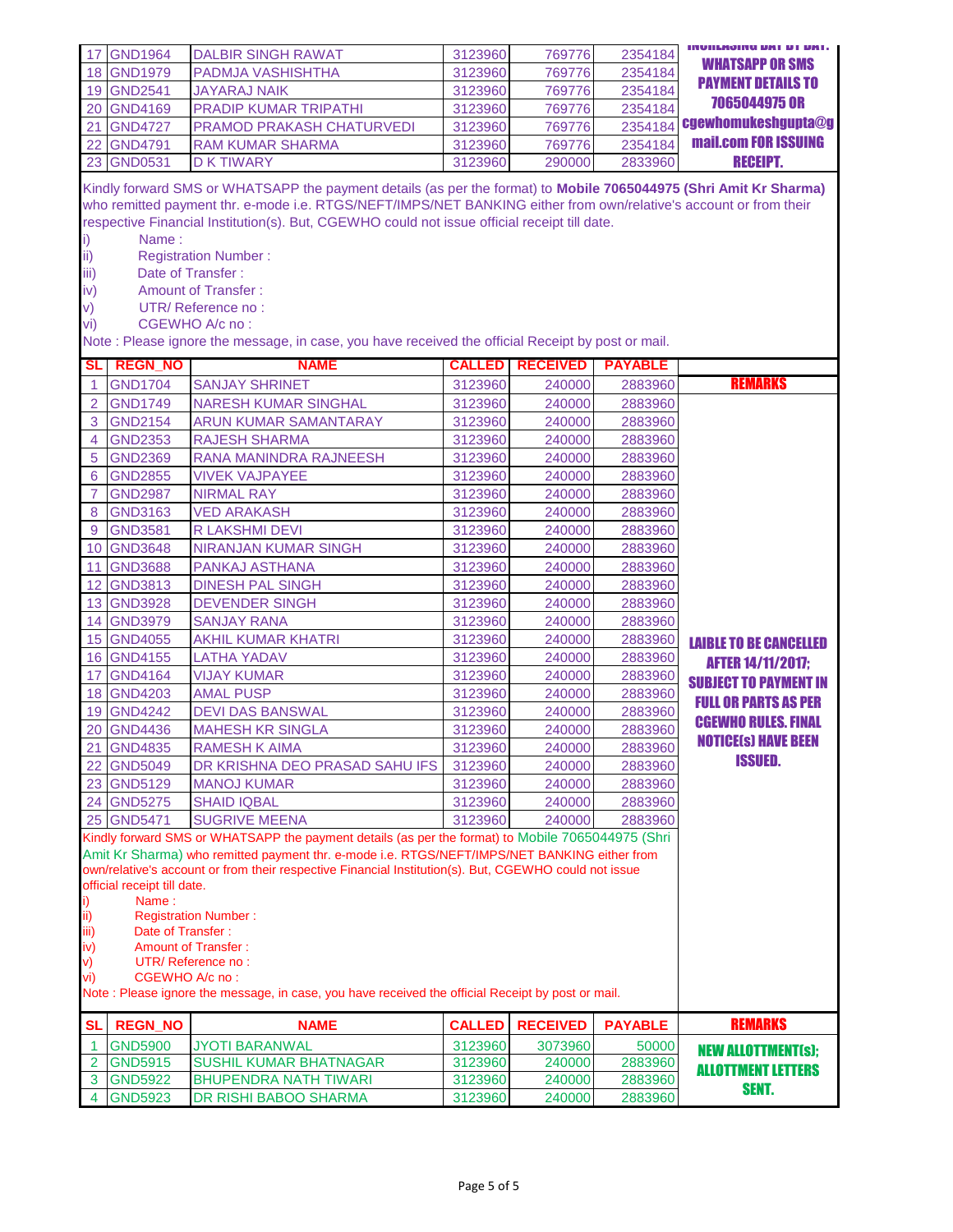| SL | REGN_NO | NAME | CALLED | RECEIVED | PAYABLE | REMARKS |
|---|---|---|---|---|---|---|
| 17 | GND1964 | DALBIR SINGH RAWAT | 3123960 | 769776 | 2354184 | INCREASING DAY BY DAY. WHATSAPP OR SMS PAYMENT DETAILS TO 7065044975 OR cgewhomukeshgupta@gmail.com FOR ISSUING RECEIPT. |
| 18 | GND1979 | PADMJA VASHISHTHA | 3123960 | 769776 | 2354184 | |
| 19 | GND2541 | JAYARAJ NAIK | 3123960 | 769776 | 2354184 | |
| 20 | GND4169 | PRADIP KUMAR TRIPATHI | 3123960 | 769776 | 2354184 | |
| 21 | GND4727 | PRAMOD PRAKASH CHATURVEDI | 3123960 | 769776 | 2354184 | |
| 22 | GND4791 | RAM KUMAR SHARMA | 3123960 | 769776 | 2354184 | |
| 23 | GND0531 | D K TIWARY | 3123960 | 290000 | 2833960 | |

Kindly forward SMS or WHATSAPP the payment details (as per the format) to **Mobile 7065044975 (Shri Amit Kr Sharma)** who remitted payment thr. e-mode i.e. RTGS/NEFT/IMPS/NET BANKING either from own/relative's account or from their respective Financial Institution(s). But, CGEWHO could not issue official receipt till date.

i) Name :
ii) Registration Number :
iii) Date of Transfer :
iv) Amount of Transfer :
v) UTR/ Reference no :
vi) CGEWHO A/c no :

Note : Please ignore the message, in case, you have received the official Receipt by post or mail.

| SL | REGN_NO | NAME | CALLED | RECEIVED | PAYABLE | REMARKS |
|---|---|---|---|---|---|---|
| 1 | GND1704 | SANJAY SHRINET | 3123960 | 240000 | 2883960 | |
| 2 | GND1749 | NARESH KUMAR SINGHAL | 3123960 | 240000 | 2883960 | |
| 3 | GND2154 | ARUN KUMAR SAMANTARAY | 3123960 | 240000 | 2883960 | |
| 4 | GND2353 | RAJESH SHARMA | 3123960 | 240000 | 2883960 | |
| 5 | GND2369 | RANA MANINDRA RAJNEESH | 3123960 | 240000 | 2883960 | |
| 6 | GND2855 | VIVEK VAJPAYEE | 3123960 | 240000 | 2883960 | |
| 7 | GND2987 | NIRMAL RAY | 3123960 | 240000 | 2883960 | |
| 8 | GND3163 | VED ARAKASH | 3123960 | 240000 | 2883960 | |
| 9 | GND3581 | R LAKSHMI DEVI | 3123960 | 240000 | 2883960 | |
| 10 | GND3648 | NIRANJAN KUMAR SINGH | 3123960 | 240000 | 2883960 | |
| 11 | GND3688 | PANKAJ ASTHANA | 3123960 | 240000 | 2883960 | |
| 12 | GND3813 | DINESH PAL SINGH | 3123960 | 240000 | 2883960 | |
| 13 | GND3928 | DEVENDER SINGH | 3123960 | 240000 | 2883960 | |
| 14 | GND3979 | SANJAY RANA | 3123960 | 240000 | 2883960 | |
| 15 | GND4055 | AKHIL KUMAR KHATRI | 3123960 | 240000 | 2883960 | LAIBLE TO BE CANCELLED AFTER 14/11/2017; SUBJECT TO PAYMENT IN FULL OR PARTS AS PER CGEWHO RULES. FINAL NOTICE(s) HAVE BEEN ISSUED. |
| 16 | GND4155 | LATHA YADAV | 3123960 | 240000 | 2883960 | |
| 17 | GND4164 | VIJAY KUMAR | 3123960 | 240000 | 2883960 | |
| 18 | GND4203 | AMAL PUSP | 3123960 | 240000 | 2883960 | |
| 19 | GND4242 | DEVI DAS BANSWAL | 3123960 | 240000 | 2883960 | |
| 20 | GND4436 | MAHESH KR SINGLA | 3123960 | 240000 | 2883960 | |
| 21 | GND4835 | RAMESH K AIMA | 3123960 | 240000 | 2883960 | |
| 22 | GND5049 | DR KRISHNA DEO PRASAD SAHU IFS | 3123960 | 240000 | 2883960 | |
| 23 | GND5129 | MANOJ KUMAR | 3123960 | 240000 | 2883960 | |
| 24 | GND5275 | SHAID IQBAL | 3123960 | 240000 | 2883960 | |
| 25 | GND5471 | SUGRIVE MEENA | 3123960 | 240000 | 2883960 | |

Kindly forward SMS or WHATSAPP the payment details (as per the format) to Mobile 7065044975 (Shri Amit Kr Sharma) who remitted payment thr. e-mode i.e. RTGS/NEFT/IMPS/NET BANKING either from own/relative's account or from their respective Financial Institution(s). But, CGEWHO could not issue official receipt till date.

i) Name :
ii) Registration Number :
iii) Date of Transfer :
iv) Amount of Transfer :
v) UTR/ Reference no :
vi) CGEWHO A/c no :

Note : Please ignore the message, in case, you have received the official Receipt by post or mail.

| SL | REGN_NO | NAME | CALLED | RECEIVED | PAYABLE | REMARKS |
|---|---|---|---|---|---|---|
| 1 | GND5900 | JYOTI BARANWAL | 3123960 | 3073960 | 50000 | NEW ALLOTTMENT(s); ALLOTTMENT LETTERS SENT. |
| 2 | GND5915 | SUSHIL KUMAR BHATNAGAR | 3123960 | 240000 | 2883960 | |
| 3 | GND5922 | BHUPENDRA NATH TIWARI | 3123960 | 240000 | 2883960 | |
| 4 | GND5923 | DR RISHI BABOO SHARMA | 3123960 | 240000 | 2883960 | |